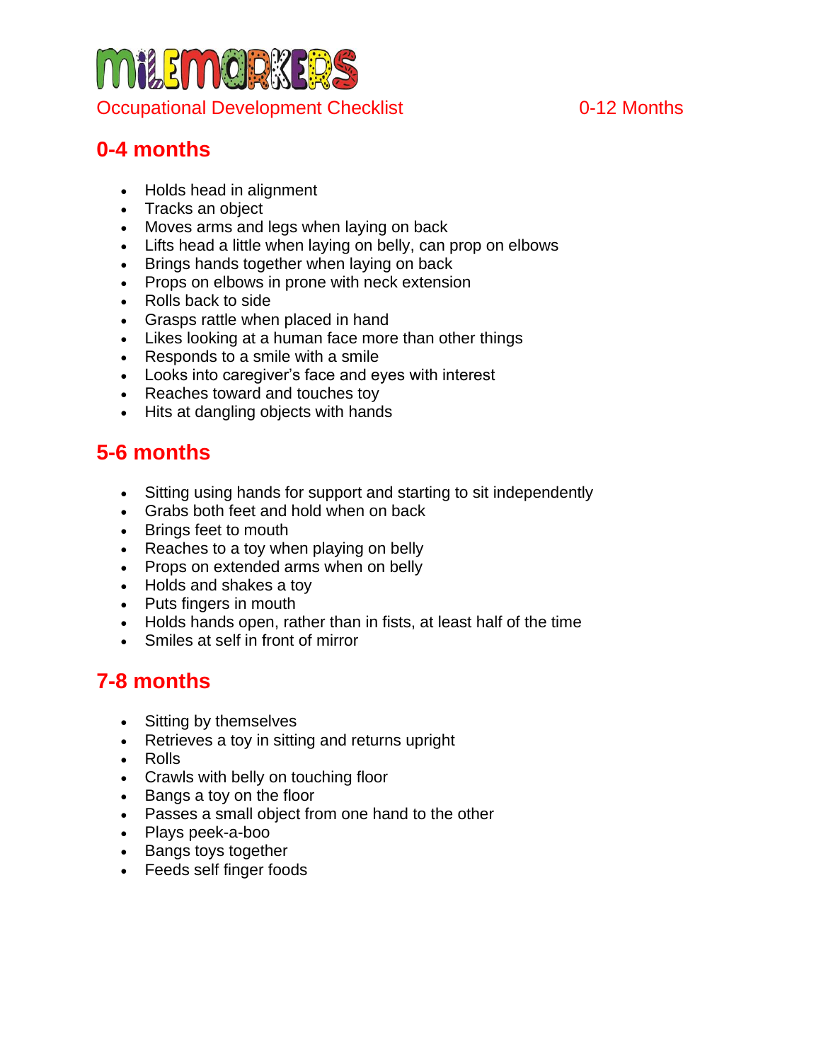# MILEMARKERS

Occupational Development Checklist 0-12 Months

## 0-4 months

- Holds head in alignment
- Tracks an object
- Moves arms and legs when laying on back
- Lifts head a little when laying on belly, can prop on elbows
- Brings hands together when laying on back
- Props on elbows in prone with neck extension
- Rolls back to side
- Grasps rattle when placed in hand
- Likes looking at a human face more than other things
- Responds to a smile with a smile
- Looks into caregiver's face and eyes with interest
- Reaches toward and touches toy
- Hits at dangling objects with hands

## 5-6 months

- Sitting using hands for support and starting to sit independently
- Grabs both feet and hold when on back
- Brings feet to mouth
- Reaches to a toy when playing on belly
- Props on extended arms when on belly
- Holds and shakes a toy
- Puts fingers in mouth
- Holds hands open, rather than in fists, at least half of the time
- Smiles at self in front of mirror

## 7-8 months

- Sitting by themselves
- Retrieves a toy in sitting and returns upright
- Rolls
- Crawls with belly on touching floor
- Bangs a toy on the floor
- Passes a small object from one hand to the other
- Plays peek-a-boo
- Bangs toys together
- Feeds self finger foods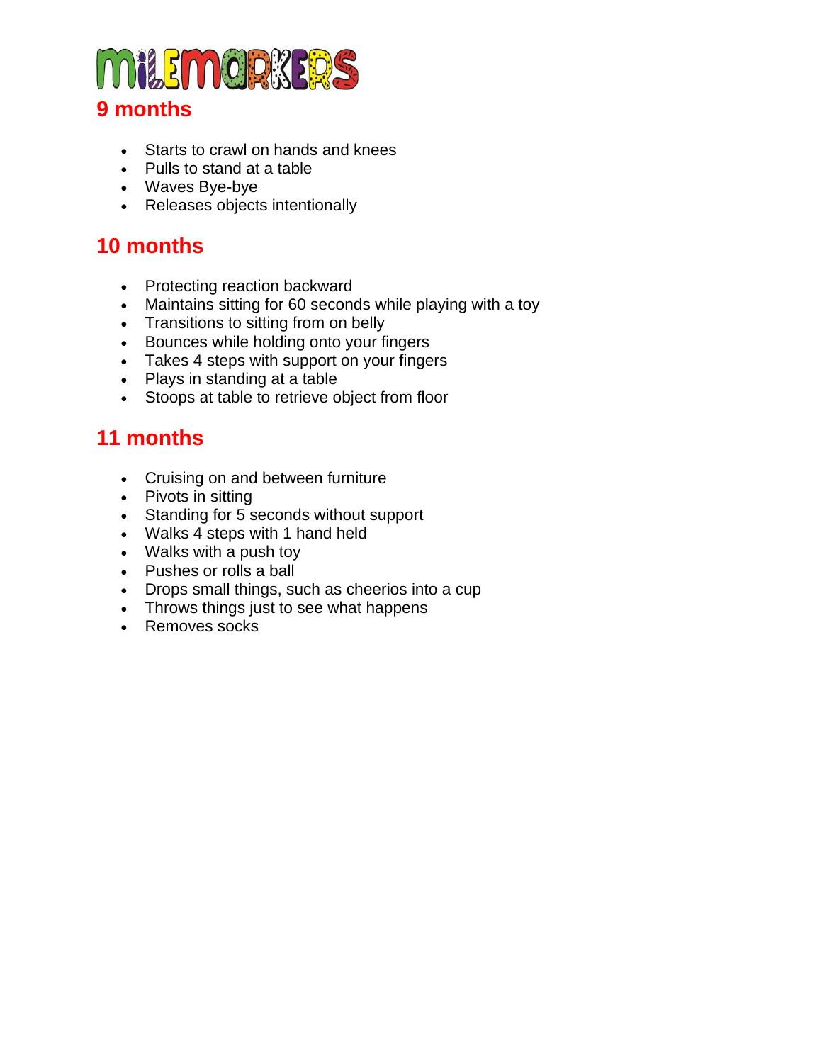# MILEMARKERS

## 9 months

- Starts to crawl on hands and knees
- Pulls to stand at a table
- Waves Bye-bye
- Releases objects intentionally

## 10 months

- Protecting reaction backward
- Maintains sitting for 60 seconds while playing with a toy
- Transitions to sitting from on belly
- Bounces while holding onto your fingers
- Takes 4 steps with support on your fingers
- Plays in standing at a table
- Stoops at table to retrieve object from floor

## 11 months

- Cruising on and between furniture
- Pivots in sitting
- Standing for 5 seconds without support
- Walks 4 steps with 1 hand held
- Walks with a push toy
- Pushes or rolls a ball
- Drops small things, such as cheerios into a cup
- Throws things just to see what happens
- Removes socks